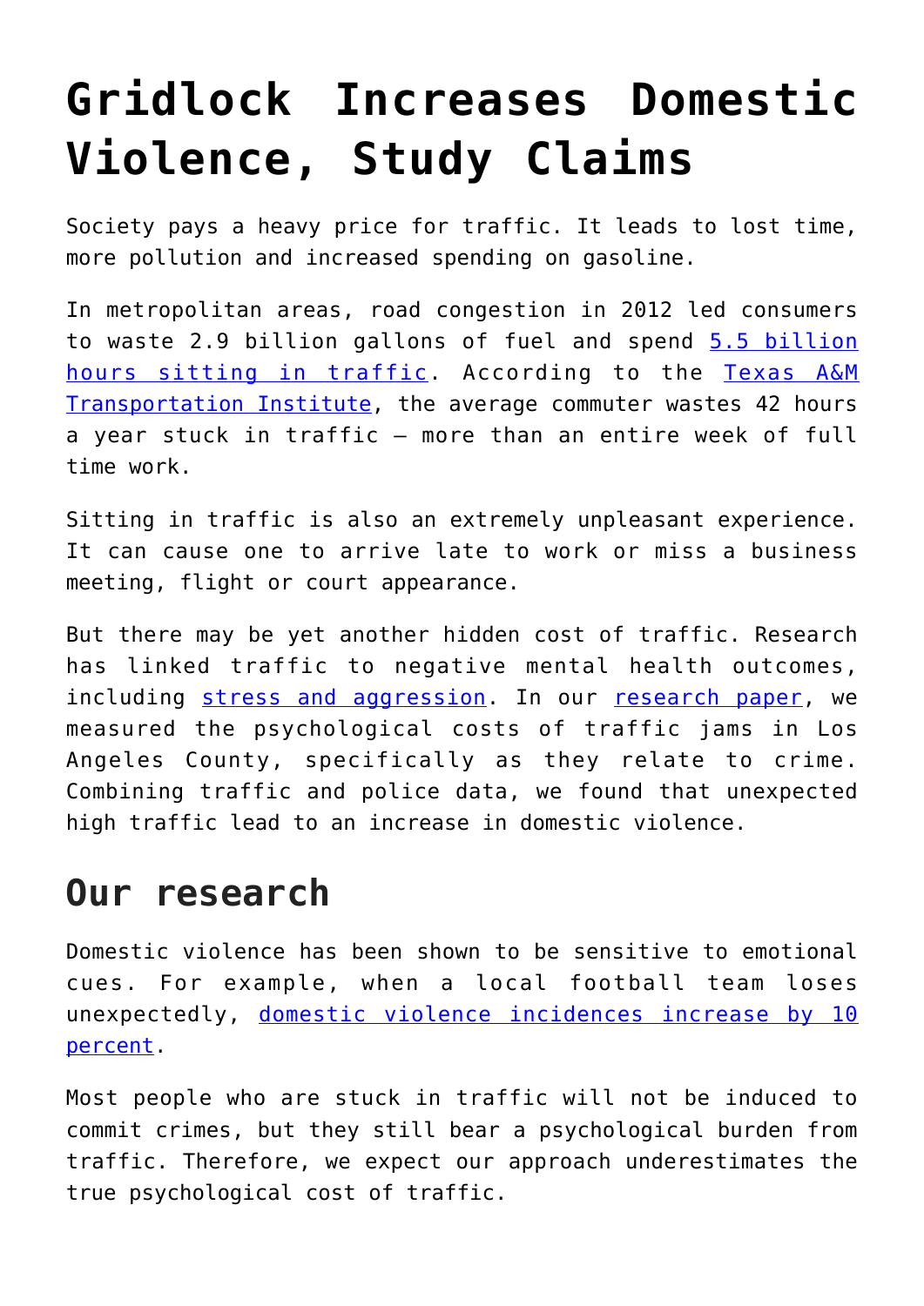# Gridlock Increases Domestic Violence, Study Claims

Society pays a heavy price for traffic. It leads to lost time, more pollution and increased spending on gasoline.

In metropolitan areas, road congestion in 2012 led consumers to waste 2.9 billion gallons of fuel and spend 5.5 billion hours sitting in traffic. According to the Texas A&M Transportation Institute, the average commuter wastes 42 hours a year stuck in traffic – more than an entire week of full time work.

Sitting in traffic is also an extremely unpleasant experience. It can cause one to arrive late to work or miss a business meeting, flight or court appearance.

But there may be yet another hidden cost of traffic. Research has linked traffic to negative mental health outcomes, including stress and aggression. In our research paper, we measured the psychological costs of traffic jams in Los Angeles County, specifically as they relate to crime. Combining traffic and police data, we found that unexpected high traffic lead to an increase in domestic violence.

## Our research

Domestic violence has been shown to be sensitive to emotional cues. For example, when a local football team loses unexpectedly, domestic violence incidences increase by 10 percent.

Most people who are stuck in traffic will not be induced to commit crimes, but they still bear a psychological burden from traffic. Therefore, we expect our approach underestimates the true psychological cost of traffic.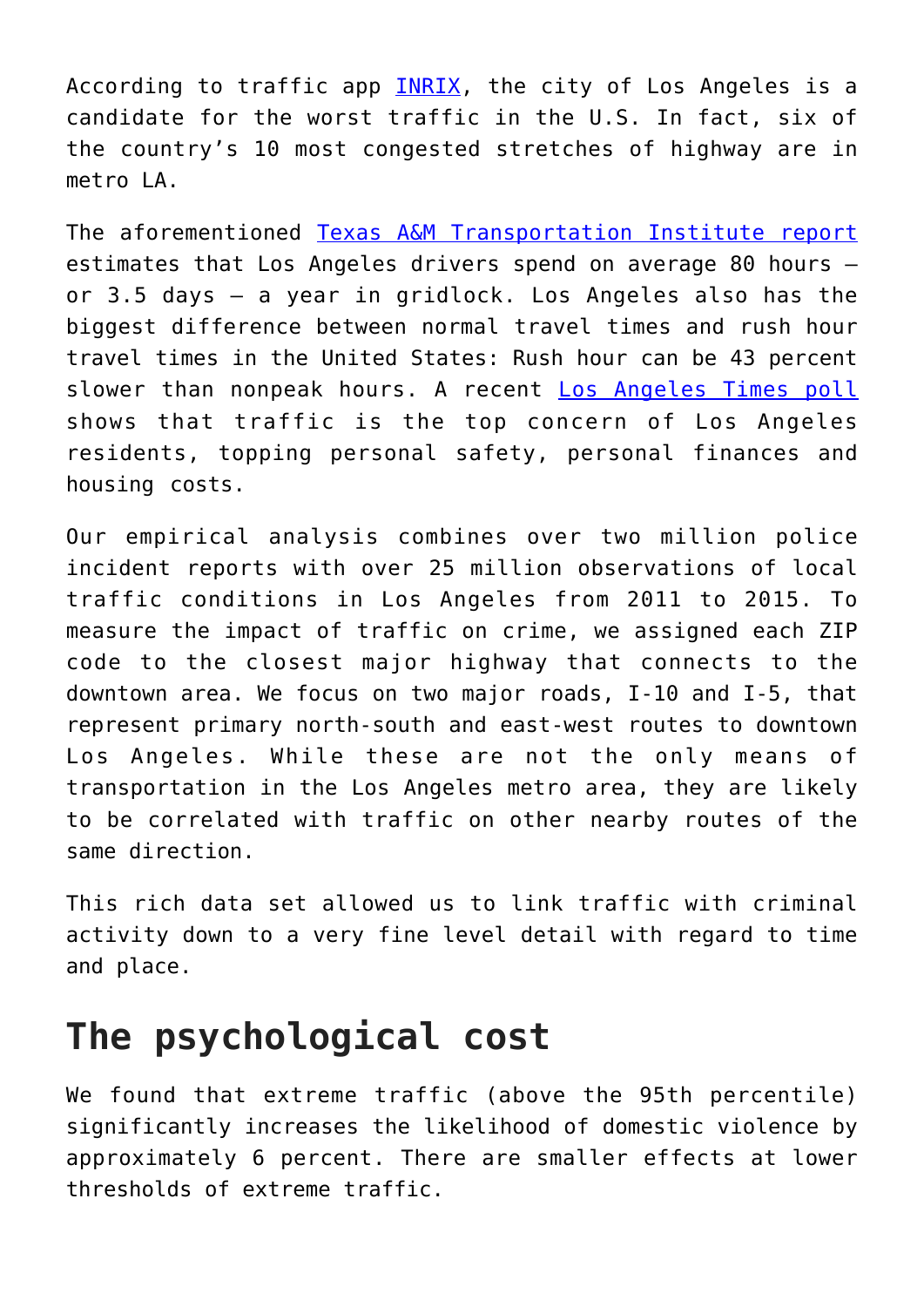According to traffic app INRIX, the city of Los Angeles is a candidate for the worst traffic in the U.S. In fact, six of the country's 10 most congested stretches of highway are in metro LA.

The aforementioned Texas A&M Transportation Institute report estimates that Los Angeles drivers spend on average 80 hours – or 3.5 days – a year in gridlock. Los Angeles also has the biggest difference between normal travel times and rush hour travel times in the United States: Rush hour can be 43 percent slower than nonpeak hours. A recent Los Angeles Times poll shows that traffic is the top concern of Los Angeles residents, topping personal safety, personal finances and housing costs.

Our empirical analysis combines over two million police incident reports with over 25 million observations of local traffic conditions in Los Angeles from 2011 to 2015. To measure the impact of traffic on crime, we assigned each ZIP code to the closest major highway that connects to the downtown area. We focus on two major roads, I-10 and I-5, that represent primary north-south and east-west routes to downtown Los Angeles. While these are not the only means of transportation in the Los Angeles metro area, they are likely to be correlated with traffic on other nearby routes of the same direction.

This rich data set allowed us to link traffic with criminal activity down to a very fine level detail with regard to time and place.

## The psychological cost

We found that extreme traffic (above the 95th percentile) significantly increases the likelihood of domestic violence by approximately 6 percent. There are smaller effects at lower thresholds of extreme traffic.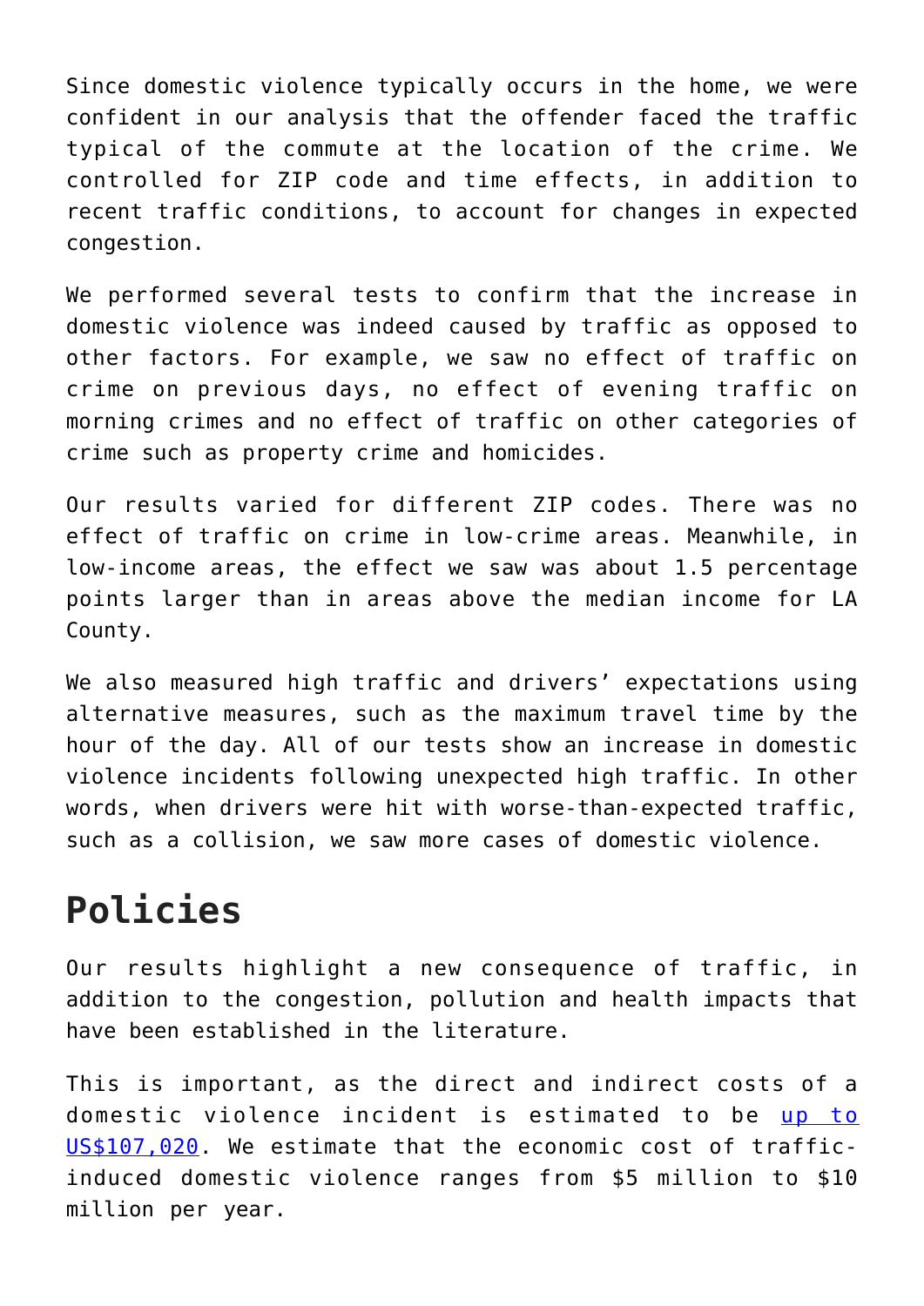Since domestic violence typically occurs in the home, we were confident in our analysis that the offender faced the traffic typical of the commute at the location of the crime. We controlled for ZIP code and time effects, in addition to recent traffic conditions, to account for changes in expected congestion.

We performed several tests to confirm that the increase in domestic violence was indeed caused by traffic as opposed to other factors. For example, we saw no effect of traffic on crime on previous days, no effect of evening traffic on morning crimes and no effect of traffic on other categories of crime such as property crime and homicides.

Our results varied for different ZIP codes. There was no effect of traffic on crime in low-crime areas. Meanwhile, in low-income areas, the effect we saw was about 1.5 percentage points larger than in areas above the median income for LA County.

We also measured high traffic and drivers' expectations using alternative measures, such as the maximum travel time by the hour of the day. All of our tests show an increase in domestic violence incidents following unexpected high traffic. In other words, when drivers were hit with worse-than-expected traffic, such as a collision, we saw more cases of domestic violence.

## Policies

Our results highlight a new consequence of traffic, in addition to the congestion, pollution and health impacts that have been established in the literature.

This is important, as the direct and indirect costs of a domestic violence incident is estimated to be up to US$107,020. We estimate that the economic cost of traffic-induced domestic violence ranges from $5 million to $10 million per year.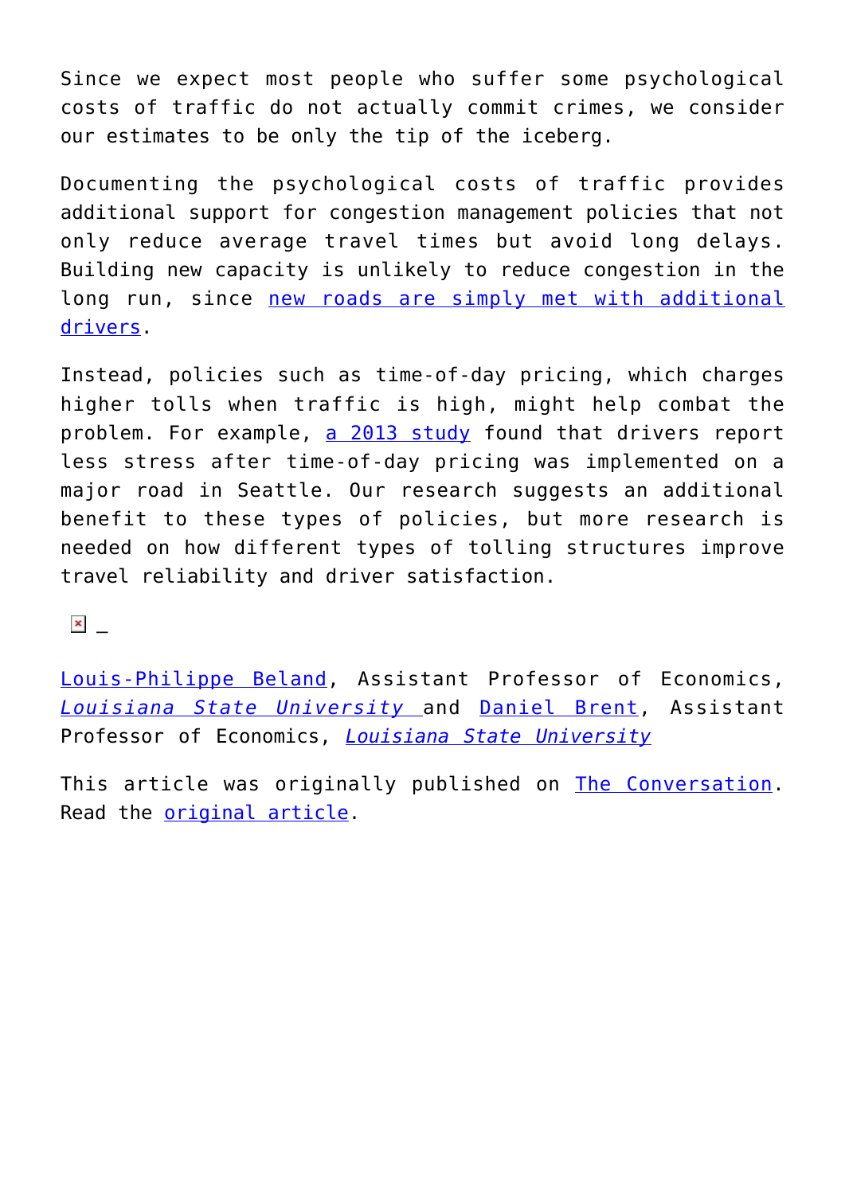Since we expect most people who suffer some psychological costs of traffic do not actually commit crimes, we consider our estimates to be only the tip of the iceberg.

Documenting the psychological costs of traffic provides additional support for congestion management policies that not only reduce average travel times but avoid long delays. Building new capacity is unlikely to reduce congestion in the long run, since new roads are simply met with additional drivers.

Instead, policies such as time-of-day pricing, which charges higher tolls when traffic is high, might help combat the problem. For example, a 2013 study found that drivers report less stress after time-of-day pricing was implemented on a major road in Seattle. Our research suggests an additional benefit to these types of policies, but more research is needed on how different types of tolling structures improve travel reliability and driver satisfaction.

Louis-Philippe Beland, Assistant Professor of Economics, *Louisiana State University* and Daniel Brent, Assistant Professor of Economics, *Louisiana State University*

This article was originally published on The Conversation. Read the original article.